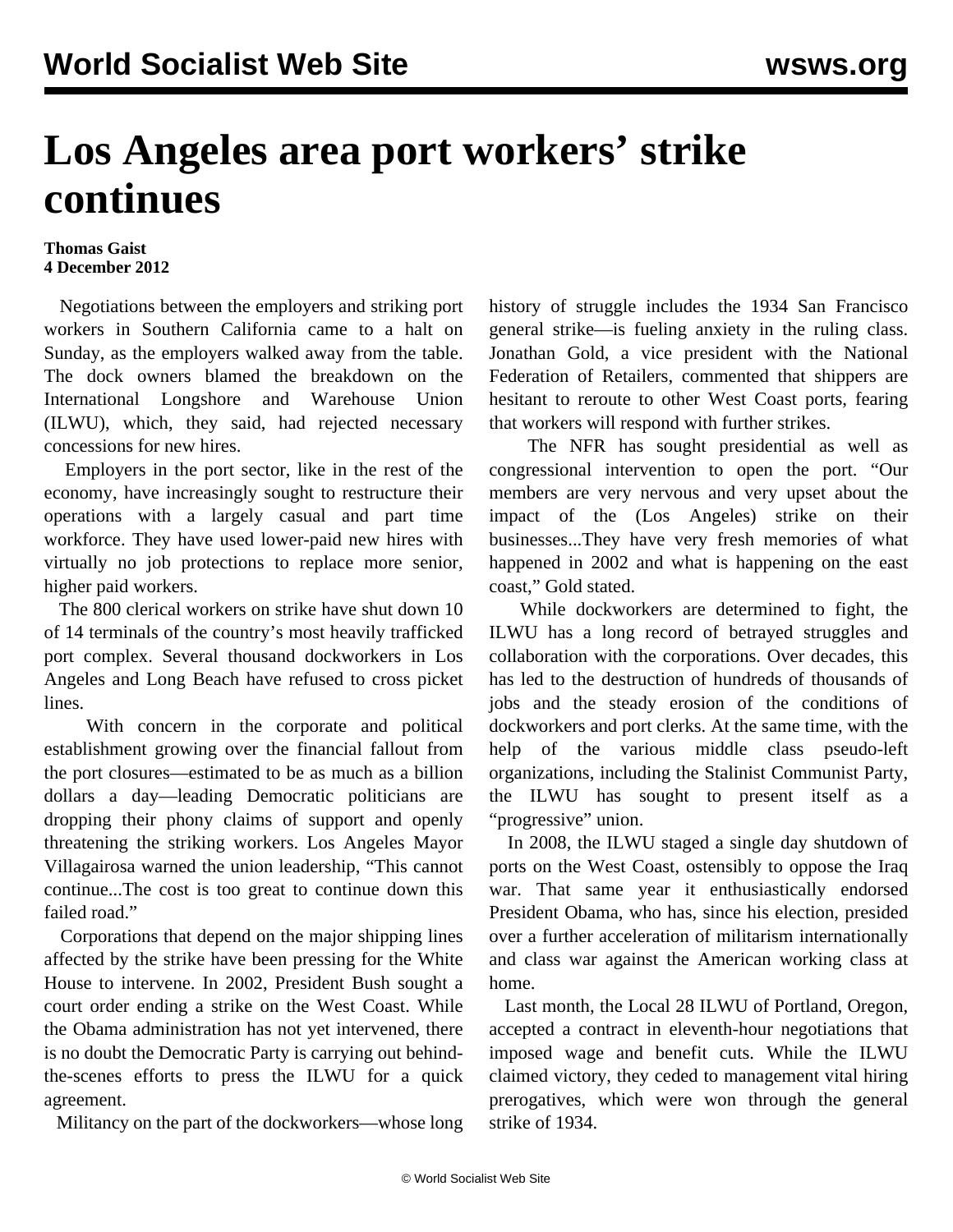# Los Angeles area port workers' strike continues

**Thomas Gaist**
**4 December 2012**

Negotiations between the employers and striking port workers in Southern California came to a halt on Sunday, as the employers walked away from the table. The dock owners blamed the breakdown on the International Longshore and Warehouse Union (ILWU), which, they said, had rejected necessary concessions for new hires.

Employers in the port sector, like in the rest of the economy, have increasingly sought to restructure their operations with a largely casual and part time workforce. They have used lower-paid new hires with virtually no job protections to replace more senior, higher paid workers.

The 800 clerical workers on strike have shut down 10 of 14 terminals of the country's most heavily trafficked port complex. Several thousand dockworkers in Los Angeles and Long Beach have refused to cross picket lines.

With concern in the corporate and political establishment growing over the financial fallout from the port closures—estimated to be as much as a billion dollars a day—leading Democratic politicians are dropping their phony claims of support and openly threatening the striking workers. Los Angeles Mayor Villagairosa warned the union leadership, "This cannot continue...The cost is too great to continue down this failed road."

Corporations that depend on the major shipping lines affected by the strike have been pressing for the White House to intervene. In 2002, President Bush sought a court order ending a strike on the West Coast. While the Obama administration has not yet intervened, there is no doubt the Democratic Party is carrying out behind-the-scenes efforts to press the ILWU for a quick agreement.

Militancy on the part of the dockworkers—whose long history of struggle includes the 1934 San Francisco general strike—is fueling anxiety in the ruling class. Jonathan Gold, a vice president with the National Federation of Retailers, commented that shippers are hesitant to reroute to other West Coast ports, fearing that workers will respond with further strikes.

The NFR has sought presidential as well as congressional intervention to open the port. "Our members are very nervous and very upset about the impact of the (Los Angeles) strike on their businesses...They have very fresh memories of what happened in 2002 and what is happening on the east coast," Gold stated.

While dockworkers are determined to fight, the ILWU has a long record of betrayed struggles and collaboration with the corporations. Over decades, this has led to the destruction of hundreds of thousands of jobs and the steady erosion of the conditions of dockworkers and port clerks. At the same time, with the help of the various middle class pseudo-left organizations, including the Stalinist Communist Party, the ILWU has sought to present itself as a "progressive" union.

In 2008, the ILWU staged a single day shutdown of ports on the West Coast, ostensibly to oppose the Iraq war. That same year it enthusiastically endorsed President Obama, who has, since his election, presided over a further acceleration of militarism internationally and class war against the American working class at home.

Last month, the Local 28 ILWU of Portland, Oregon, accepted a contract in eleventh-hour negotiations that imposed wage and benefit cuts. While the ILWU claimed victory, they ceded to management vital hiring prerogatives, which were won through the general strike of 1934.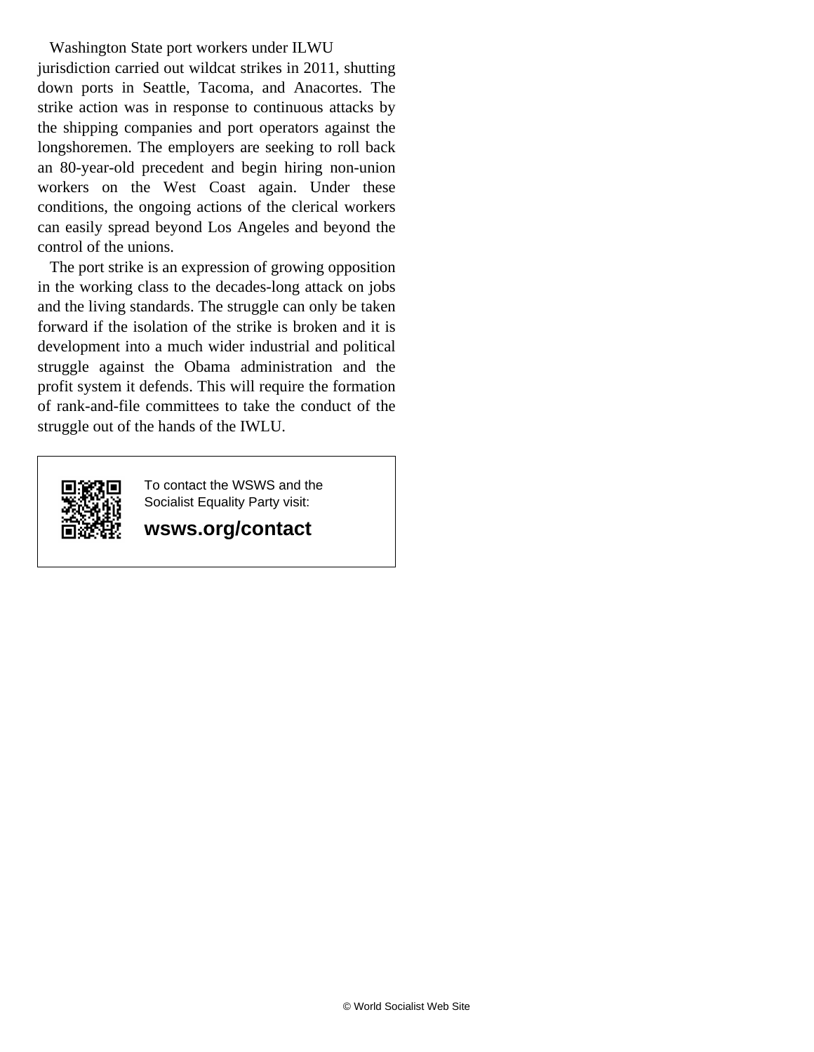Washington State port workers under ILWU jurisdiction carried out wildcat strikes in 2011, shutting down ports in Seattle, Tacoma, and Anacortes. The strike action was in response to continuous attacks by the shipping companies and port operators against the longshoremen. The employers are seeking to roll back an 80-year-old precedent and begin hiring non-union workers on the West Coast again. Under these conditions, the ongoing actions of the clerical workers can easily spread beyond Los Angeles and beyond the control of the unions.

The port strike is an expression of growing opposition in the working class to the decades-long attack on jobs and the living standards. The struggle can only be taken forward if the isolation of the strike is broken and it is development into a much wider industrial and political struggle against the Obama administration and the profit system it defends. This will require the formation of rank-and-file committees to take the conduct of the struggle out of the hands of the IWLU.

To contact the WSWS and the Socialist Equality Party visit:

**wsws.org/contact**